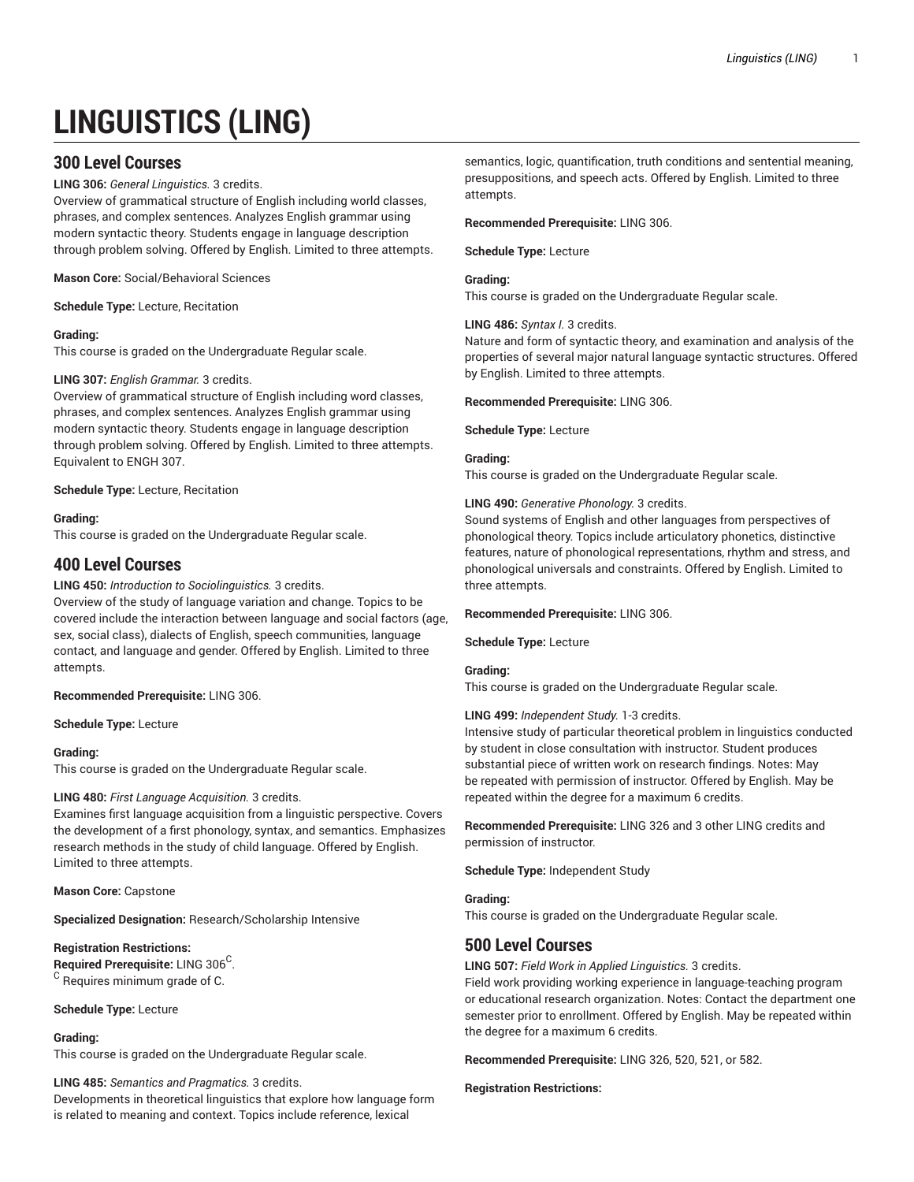# LINGUISTICS (LING)

## 300 Level Courses

**LING 306:** *General Linguistics.* 3 credits.
Overview of grammatical structure of English including world classes, phrases, and complex sentences. Analyzes English grammar using modern syntactic theory. Students engage in language description through problem solving. Offered by English. Limited to three attempts.

**Mason Core:** Social/Behavioral Sciences

**Schedule Type:** Lecture, Recitation

**Grading:**
This course is graded on the Undergraduate Regular scale.

**LING 307:** *English Grammar.* 3 credits.
Overview of grammatical structure of English including word classes, phrases, and complex sentences. Analyzes English grammar using modern syntactic theory. Students engage in language description through problem solving. Offered by English. Limited to three attempts. Equivalent to ENGH 307.

**Schedule Type:** Lecture, Recitation

**Grading:**
This course is graded on the Undergraduate Regular scale.

## 400 Level Courses

**LING 450:** *Introduction to Sociolinguistics.* 3 credits.
Overview of the study of language variation and change. Topics to be covered include the interaction between language and social factors (age, sex, social class), dialects of English, speech communities, language contact, and language and gender. Offered by English. Limited to three attempts.

**Recommended Prerequisite:** LING 306.

**Schedule Type:** Lecture

**Grading:**
This course is graded on the Undergraduate Regular scale.

**LING 480:** *First Language Acquisition.* 3 credits.
Examines first language acquisition from a linguistic perspective. Covers the development of a first phonology, syntax, and semantics. Emphasizes research methods in the study of child language. Offered by English. Limited to three attempts.

**Mason Core:** Capstone

**Specialized Designation:** Research/Scholarship Intensive

**Registration Restrictions:**
**Required Prerequisite:** LING 306[C].
[C] Requires minimum grade of C.

**Schedule Type:** Lecture

**Grading:**
This course is graded on the Undergraduate Regular scale.

**LING 485:** *Semantics and Pragmatics.* 3 credits.
Developments in theoretical linguistics that explore how language form is related to meaning and context. Topics include reference, lexical semantics, logic, quantification, truth conditions and sentential meaning, presuppositions, and speech acts. Offered by English. Limited to three attempts.

**Recommended Prerequisite:** LING 306.

**Schedule Type:** Lecture

**Grading:**
This course is graded on the Undergraduate Regular scale.

**LING 486:** *Syntax I.* 3 credits.
Nature and form of syntactic theory, and examination and analysis of the properties of several major natural language syntactic structures. Offered by English. Limited to three attempts.

**Recommended Prerequisite:** LING 306.

**Schedule Type:** Lecture

**Grading:**
This course is graded on the Undergraduate Regular scale.

**LING 490:** *Generative Phonology.* 3 credits.
Sound systems of English and other languages from perspectives of phonological theory. Topics include articulatory phonetics, distinctive features, nature of phonological representations, rhythm and stress, and phonological universals and constraints. Offered by English. Limited to three attempts.

**Recommended Prerequisite:** LING 306.

**Schedule Type:** Lecture

**Grading:**
This course is graded on the Undergraduate Regular scale.

**LING 499:** *Independent Study.* 1-3 credits.
Intensive study of particular theoretical problem in linguistics conducted by student in close consultation with instructor. Student produces substantial piece of written work on research findings. Notes: May be repeated with permission of instructor. Offered by English. May be repeated within the degree for a maximum 6 credits.

**Recommended Prerequisite:** LING 326 and 3 other LING credits and permission of instructor.

**Schedule Type:** Independent Study

**Grading:**
This course is graded on the Undergraduate Regular scale.

## 500 Level Courses

**LING 507:** *Field Work in Applied Linguistics.* 3 credits.
Field work providing working experience in language-teaching program or educational research organization. Notes: Contact the department one semester prior to enrollment. Offered by English. May be repeated within the degree for a maximum 6 credits.

**Recommended Prerequisite:** LING 326, 520, 521, or 582.

**Registration Restrictions:**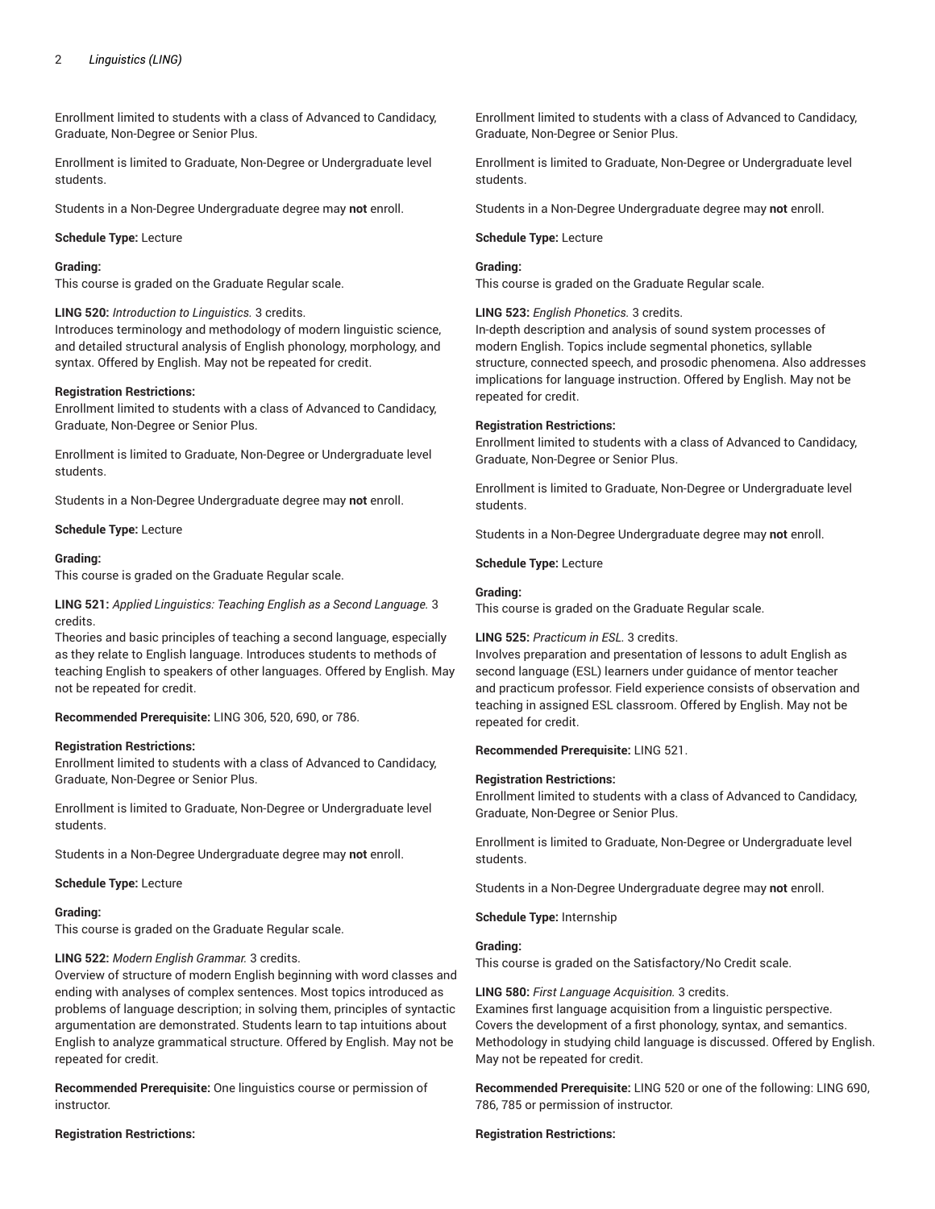Enrollment limited to students with a class of Advanced to Candidacy, Graduate, Non-Degree or Senior Plus.

Enrollment is limited to Graduate, Non-Degree or Undergraduate level students.

Students in a Non-Degree Undergraduate degree may **not** enroll.

**Schedule Type:** Lecture

**Grading:**
This course is graded on the Graduate Regular scale.

**LING 520:** *Introduction to Linguistics.* 3 credits.
Introduces terminology and methodology of modern linguistic science, and detailed structural analysis of English phonology, morphology, and syntax. Offered by English. May not be repeated for credit.

**Registration Restrictions:**
Enrollment limited to students with a class of Advanced to Candidacy, Graduate, Non-Degree or Senior Plus.

Enrollment is limited to Graduate, Non-Degree or Undergraduate level students.

Students in a Non-Degree Undergraduate degree may **not** enroll.

**Schedule Type:** Lecture

**Grading:**
This course is graded on the Graduate Regular scale.

**LING 521:** *Applied Linguistics: Teaching English as a Second Language.* 3 credits.
Theories and basic principles of teaching a second language, especially as they relate to English language. Introduces students to methods of teaching English to speakers of other languages. Offered by English. May not be repeated for credit.

**Recommended Prerequisite:** LING 306, 520, 690, or 786.

**Registration Restrictions:**
Enrollment limited to students with a class of Advanced to Candidacy, Graduate, Non-Degree or Senior Plus.

Enrollment is limited to Graduate, Non-Degree or Undergraduate level students.

Students in a Non-Degree Undergraduate degree may **not** enroll.

**Schedule Type:** Lecture

**Grading:**
This course is graded on the Graduate Regular scale.

**LING 522:** *Modern English Grammar.* 3 credits.
Overview of structure of modern English beginning with word classes and ending with analyses of complex sentences. Most topics introduced as problems of language description; in solving them, principles of syntactic argumentation are demonstrated. Students learn to tap intuitions about English to analyze grammatical structure. Offered by English. May not be repeated for credit.

**Recommended Prerequisite:** One linguistics course or permission of instructor.

**Registration Restrictions:**
Enrollment limited to students with a class of Advanced to Candidacy, Graduate, Non-Degree or Senior Plus.

Enrollment is limited to Graduate, Non-Degree or Undergraduate level students.

Students in a Non-Degree Undergraduate degree may **not** enroll.

**Schedule Type:** Lecture

**Grading:**
This course is graded on the Graduate Regular scale.

**LING 523:** *English Phonetics.* 3 credits.
In-depth description and analysis of sound system processes of modern English. Topics include segmental phonetics, syllable structure, connected speech, and prosodic phenomena. Also addresses implications for language instruction. Offered by English. May not be repeated for credit.

**Registration Restrictions:**
Enrollment limited to students with a class of Advanced to Candidacy, Graduate, Non-Degree or Senior Plus.

Enrollment is limited to Graduate, Non-Degree or Undergraduate level students.

Students in a Non-Degree Undergraduate degree may **not** enroll.

**Schedule Type:** Lecture

**Grading:**
This course is graded on the Graduate Regular scale.

**LING 525:** *Practicum in ESL.* 3 credits.
Involves preparation and presentation of lessons to adult English as second language (ESL) learners under guidance of mentor teacher and practicum professor. Field experience consists of observation and teaching in assigned ESL classroom. Offered by English. May not be repeated for credit.

**Recommended Prerequisite:** LING 521.

**Registration Restrictions:**
Enrollment limited to students with a class of Advanced to Candidacy, Graduate, Non-Degree or Senior Plus.

Enrollment is limited to Graduate, Non-Degree or Undergraduate level students.

Students in a Non-Degree Undergraduate degree may **not** enroll.

**Schedule Type:** Internship

**Grading:**
This course is graded on the Satisfactory/No Credit scale.

**LING 580:** *First Language Acquisition.* 3 credits.
Examines first language acquisition from a linguistic perspective. Covers the development of a first phonology, syntax, and semantics. Methodology in studying child language is discussed. Offered by English. May not be repeated for credit.

**Recommended Prerequisite:** LING 520 or one of the following: LING 690, 786, 785 or permission of instructor.

**Registration Restrictions:**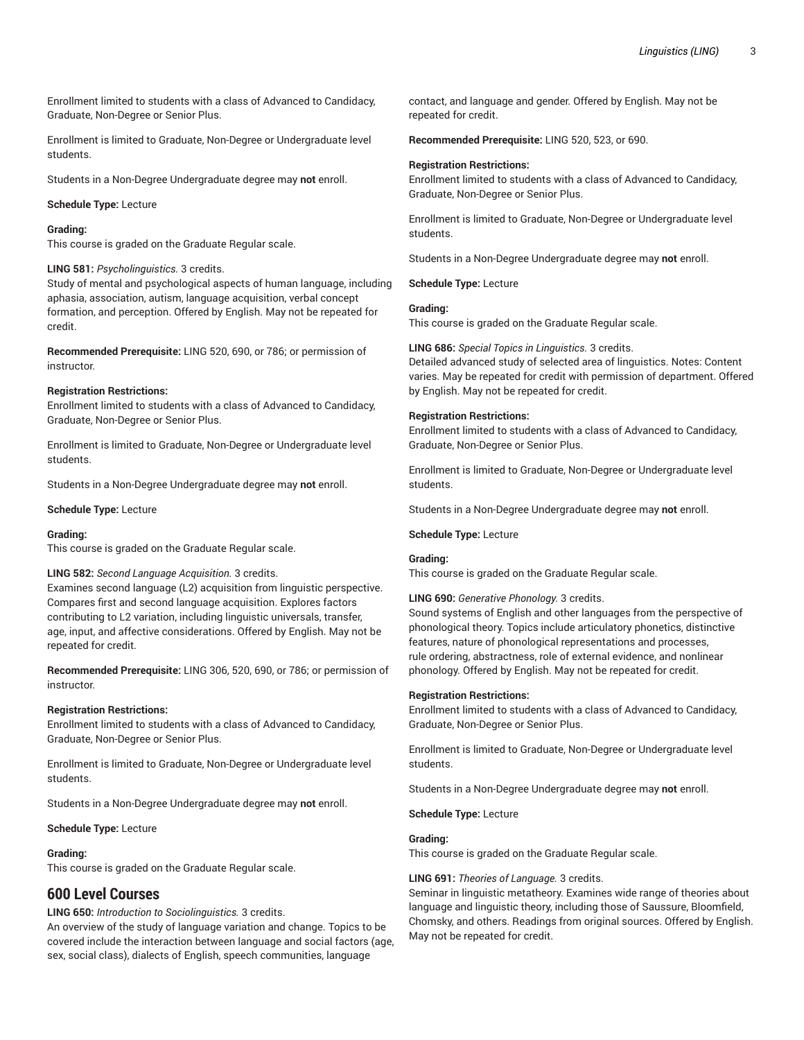Enrollment limited to students with a class of Advanced to Candidacy, Graduate, Non-Degree or Senior Plus.

Enrollment is limited to Graduate, Non-Degree or Undergraduate level students.

Students in a Non-Degree Undergraduate degree may **not** enroll.

**Schedule Type:** Lecture

**Grading:**
This course is graded on the Graduate Regular scale.

**LING 581:** *Psycholinguistics.* 3 credits.
Study of mental and psychological aspects of human language, including aphasia, association, autism, language acquisition, verbal concept formation, and perception. Offered by English. May not be repeated for credit.

**Recommended Prerequisite:** LING 520, 690, or 786; or permission of instructor.

**Registration Restrictions:**
Enrollment limited to students with a class of Advanced to Candidacy, Graduate, Non-Degree or Senior Plus.

Enrollment is limited to Graduate, Non-Degree or Undergraduate level students.

Students in a Non-Degree Undergraduate degree may **not** enroll.

**Schedule Type:** Lecture

**Grading:**
This course is graded on the Graduate Regular scale.

**LING 582:** *Second Language Acquisition.* 3 credits.
Examines second language (L2) acquisition from linguistic perspective. Compares first and second language acquisition. Explores factors contributing to L2 variation, including linguistic universals, transfer, age, input, and affective considerations. Offered by English. May not be repeated for credit.

**Recommended Prerequisite:** LING 306, 520, 690, or 786; or permission of instructor.

**Registration Restrictions:**
Enrollment limited to students with a class of Advanced to Candidacy, Graduate, Non-Degree or Senior Plus.

Enrollment is limited to Graduate, Non-Degree or Undergraduate level students.

Students in a Non-Degree Undergraduate degree may **not** enroll.

**Schedule Type:** Lecture

**Grading:**
This course is graded on the Graduate Regular scale.

## 600 Level Courses

**LING 650:** *Introduction to Sociolinguistics.* 3 credits.
An overview of the study of language variation and change. Topics to be covered include the interaction between language and social factors (age, sex, social class), dialects of English, speech communities, language contact, and language and gender. Offered by English. May not be repeated for credit.

**Recommended Prerequisite:** LING 520, 523, or 690.

**Registration Restrictions:**
Enrollment limited to students with a class of Advanced to Candidacy, Graduate, Non-Degree or Senior Plus.

Enrollment is limited to Graduate, Non-Degree or Undergraduate level students.

Students in a Non-Degree Undergraduate degree may **not** enroll.

**Schedule Type:** Lecture

**Grading:**
This course is graded on the Graduate Regular scale.

**LING 686:** *Special Topics in Linguistics.* 3 credits.
Detailed advanced study of selected area of linguistics. Notes: Content varies. May be repeated for credit with permission of department. Offered by English. May not be repeated for credit.

**Registration Restrictions:**
Enrollment limited to students with a class of Advanced to Candidacy, Graduate, Non-Degree or Senior Plus.

Enrollment is limited to Graduate, Non-Degree or Undergraduate level students.

Students in a Non-Degree Undergraduate degree may **not** enroll.

**Schedule Type:** Lecture

**Grading:**
This course is graded on the Graduate Regular scale.

**LING 690:** *Generative Phonology.* 3 credits.
Sound systems of English and other languages from the perspective of phonological theory. Topics include articulatory phonetics, distinctive features, nature of phonological representations and processes, rule ordering, abstractness, role of external evidence, and nonlinear phonology. Offered by English. May not be repeated for credit.

**Registration Restrictions:**
Enrollment limited to students with a class of Advanced to Candidacy, Graduate, Non-Degree or Senior Plus.

Enrollment is limited to Graduate, Non-Degree or Undergraduate level students.

Students in a Non-Degree Undergraduate degree may **not** enroll.

**Schedule Type:** Lecture

**Grading:**
This course is graded on the Graduate Regular scale.

**LING 691:** *Theories of Language.* 3 credits.
Seminar in linguistic metatheory. Examines wide range of theories about language and linguistic theory, including those of Saussure, Bloomfield, Chomsky, and others. Readings from original sources. Offered by English. May not be repeated for credit.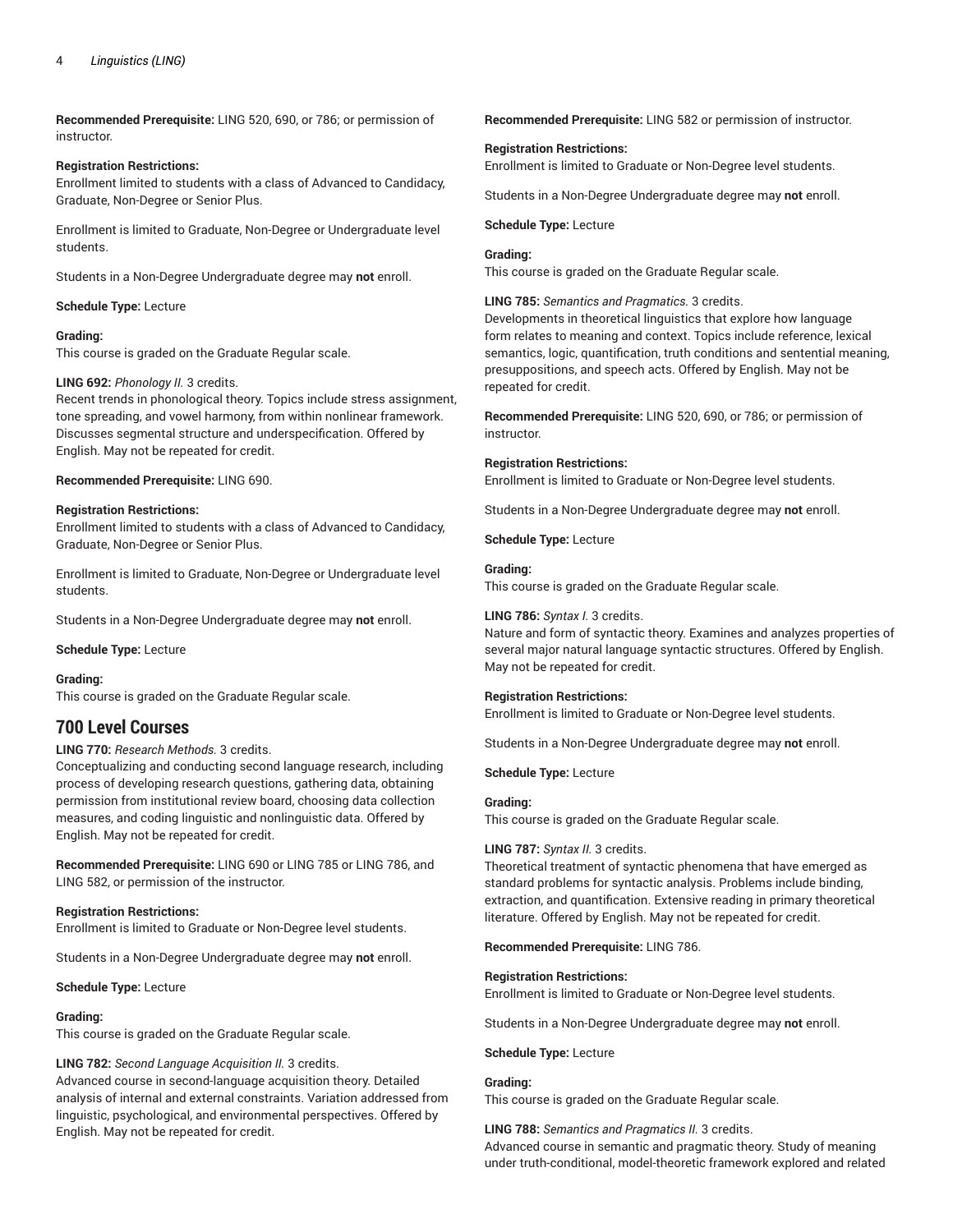**Recommended Prerequisite:** LING 520, 690, or 786; or permission of instructor.

**Registration Restrictions:**
Enrollment limited to students with a class of Advanced to Candidacy, Graduate, Non-Degree or Senior Plus.

Enrollment is limited to Graduate, Non-Degree or Undergraduate level students.

Students in a Non-Degree Undergraduate degree may **not** enroll.

**Schedule Type:** Lecture

**Grading:**
This course is graded on the Graduate Regular scale.

**LING 692:** *Phonology II.* 3 credits.
Recent trends in phonological theory. Topics include stress assignment, tone spreading, and vowel harmony, from within nonlinear framework. Discusses segmental structure and underspecification. Offered by English. May not be repeated for credit.

**Recommended Prerequisite:** LING 690.

**Registration Restrictions:**
Enrollment limited to students with a class of Advanced to Candidacy, Graduate, Non-Degree or Senior Plus.

Enrollment is limited to Graduate, Non-Degree or Undergraduate level students.

Students in a Non-Degree Undergraduate degree may **not** enroll.

**Schedule Type:** Lecture

**Grading:**
This course is graded on the Graduate Regular scale.

## 700 Level Courses

**LING 770:** *Research Methods.* 3 credits.
Conceptualizing and conducting second language research, including process of developing research questions, gathering data, obtaining permission from institutional review board, choosing data collection measures, and coding linguistic and nonlinguistic data. Offered by English. May not be repeated for credit.

**Recommended Prerequisite:** LING 690 or LING 785 or LING 786, and LING 582, or permission of the instructor.

**Registration Restrictions:**
Enrollment is limited to Graduate or Non-Degree level students.

Students in a Non-Degree Undergraduate degree may **not** enroll.

**Schedule Type:** Lecture

**Grading:**
This course is graded on the Graduate Regular scale.

**LING 782:** *Second Language Acquisition II.* 3 credits.
Advanced course in second-language acquisition theory. Detailed analysis of internal and external constraints. Variation addressed from linguistic, psychological, and environmental perspectives. Offered by English. May not be repeated for credit.

**Recommended Prerequisite:** LING 582 or permission of instructor.

**Registration Restrictions:**
Enrollment is limited to Graduate or Non-Degree level students.

Students in a Non-Degree Undergraduate degree may **not** enroll.

**Schedule Type:** Lecture

**Grading:**
This course is graded on the Graduate Regular scale.

**LING 785:** *Semantics and Pragmatics.* 3 credits.
Developments in theoretical linguistics that explore how language form relates to meaning and context. Topics include reference, lexical semantics, logic, quantification, truth conditions and sentential meaning, presuppositions, and speech acts. Offered by English. May not be repeated for credit.

**Recommended Prerequisite:** LING 520, 690, or 786; or permission of instructor.

**Registration Restrictions:**
Enrollment is limited to Graduate or Non-Degree level students.

Students in a Non-Degree Undergraduate degree may **not** enroll.

**Schedule Type:** Lecture

**Grading:**
This course is graded on the Graduate Regular scale.

**LING 786:** *Syntax I.* 3 credits.
Nature and form of syntactic theory. Examines and analyzes properties of several major natural language syntactic structures. Offered by English. May not be repeated for credit.

**Registration Restrictions:**
Enrollment is limited to Graduate or Non-Degree level students.

Students in a Non-Degree Undergraduate degree may **not** enroll.

**Schedule Type:** Lecture

**Grading:**
This course is graded on the Graduate Regular scale.

**LING 787:** *Syntax II.* 3 credits.
Theoretical treatment of syntactic phenomena that have emerged as standard problems for syntactic analysis. Problems include binding, extraction, and quantification. Extensive reading in primary theoretical literature. Offered by English. May not be repeated for credit.

**Recommended Prerequisite:** LING 786.

**Registration Restrictions:**
Enrollment is limited to Graduate or Non-Degree level students.

Students in a Non-Degree Undergraduate degree may **not** enroll.

**Schedule Type:** Lecture

**Grading:**
This course is graded on the Graduate Regular scale.

**LING 788:** *Semantics and Pragmatics II.* 3 credits.
Advanced course in semantic and pragmatic theory. Study of meaning under truth-conditional, model-theoretic framework explored and related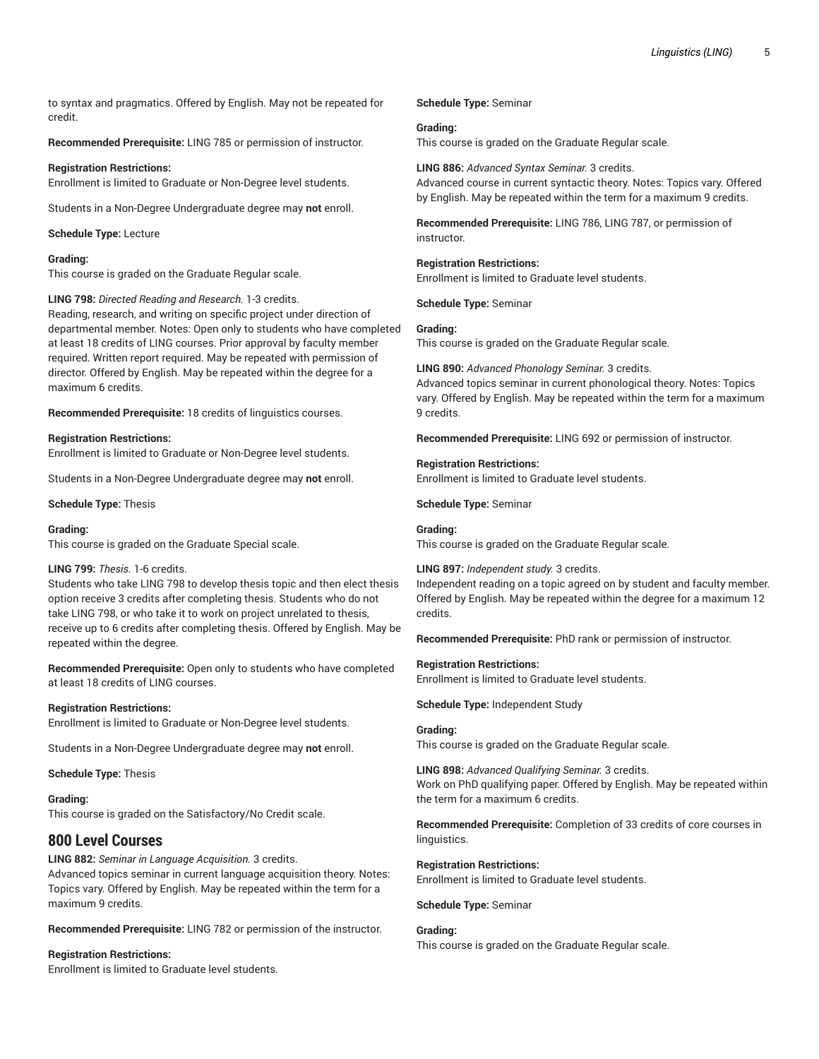to syntax and pragmatics. Offered by English. May not be repeated for credit.

**Recommended Prerequisite:** LING 785 or permission of instructor.

**Registration Restrictions:**
Enrollment is limited to Graduate or Non-Degree level students.

Students in a Non-Degree Undergraduate degree may **not** enroll.

**Schedule Type:** Lecture

**Grading:**
This course is graded on the Graduate Regular scale.

**LING 798:** *Directed Reading and Research.* 1-3 credits.
Reading, research, and writing on specific project under direction of departmental member. Notes: Open only to students who have completed at least 18 credits of LING courses. Prior approval by faculty member required. Written report required. May be repeated with permission of director. Offered by English. May be repeated within the degree for a maximum 6 credits.

**Recommended Prerequisite:** 18 credits of linguistics courses.

**Registration Restrictions:**
Enrollment is limited to Graduate or Non-Degree level students.

Students in a Non-Degree Undergraduate degree may **not** enroll.

**Schedule Type:** Thesis

**Grading:**
This course is graded on the Graduate Special scale.

**LING 799:** *Thesis.* 1-6 credits.
Students who take LING 798 to develop thesis topic and then elect thesis option receive 3 credits after completing thesis. Students who do not take LING 798, or who take it to work on project unrelated to thesis, receive up to 6 credits after completing thesis. Offered by English. May be repeated within the degree.

**Recommended Prerequisite:** Open only to students who have completed at least 18 credits of LING courses.

**Registration Restrictions:**
Enrollment is limited to Graduate or Non-Degree level students.

Students in a Non-Degree Undergraduate degree may **not** enroll.

**Schedule Type:** Thesis

**Grading:**
This course is graded on the Satisfactory/No Credit scale.

## 800 Level Courses

**LING 882:** *Seminar in Language Acquisition.* 3 credits.
Advanced topics seminar in current language acquisition theory. Notes: Topics vary. Offered by English. May be repeated within the term for a maximum 9 credits.

**Recommended Prerequisite:** LING 782 or permission of the instructor.

**Registration Restrictions:**
Enrollment is limited to Graduate level students.

**Schedule Type:** Seminar

**Grading:**
This course is graded on the Graduate Regular scale.

**LING 886:** *Advanced Syntax Seminar.* 3 credits.
Advanced course in current syntactic theory. Notes: Topics vary. Offered by English. May be repeated within the term for a maximum 9 credits.

**Recommended Prerequisite:** LING 786, LING 787, or permission of instructor.

**Registration Restrictions:**
Enrollment is limited to Graduate level students.

**Schedule Type:** Seminar

**Grading:**
This course is graded on the Graduate Regular scale.

**LING 890:** *Advanced Phonology Seminar.* 3 credits.
Advanced topics seminar in current phonological theory. Notes: Topics vary. Offered by English. May be repeated within the term for a maximum 9 credits.

**Recommended Prerequisite:** LING 692 or permission of instructor.

**Registration Restrictions:**
Enrollment is limited to Graduate level students.

**Schedule Type:** Seminar

**Grading:**
This course is graded on the Graduate Regular scale.

**LING 897:** *Independent study.* 3 credits.
Independent reading on a topic agreed on by student and faculty member. Offered by English. May be repeated within the degree for a maximum 12 credits.

**Recommended Prerequisite:** PhD rank or permission of instructor.

**Registration Restrictions:**
Enrollment is limited to Graduate level students.

**Schedule Type:** Independent Study

**Grading:**
This course is graded on the Graduate Regular scale.

**LING 898:** *Advanced Qualifying Seminar.* 3 credits.
Work on PhD qualifying paper. Offered by English. May be repeated within the term for a maximum 6 credits.

**Recommended Prerequisite:** Completion of 33 credits of core courses in linguistics.

**Registration Restrictions:**
Enrollment is limited to Graduate level students.

**Schedule Type:** Seminar

**Grading:**
This course is graded on the Graduate Regular scale.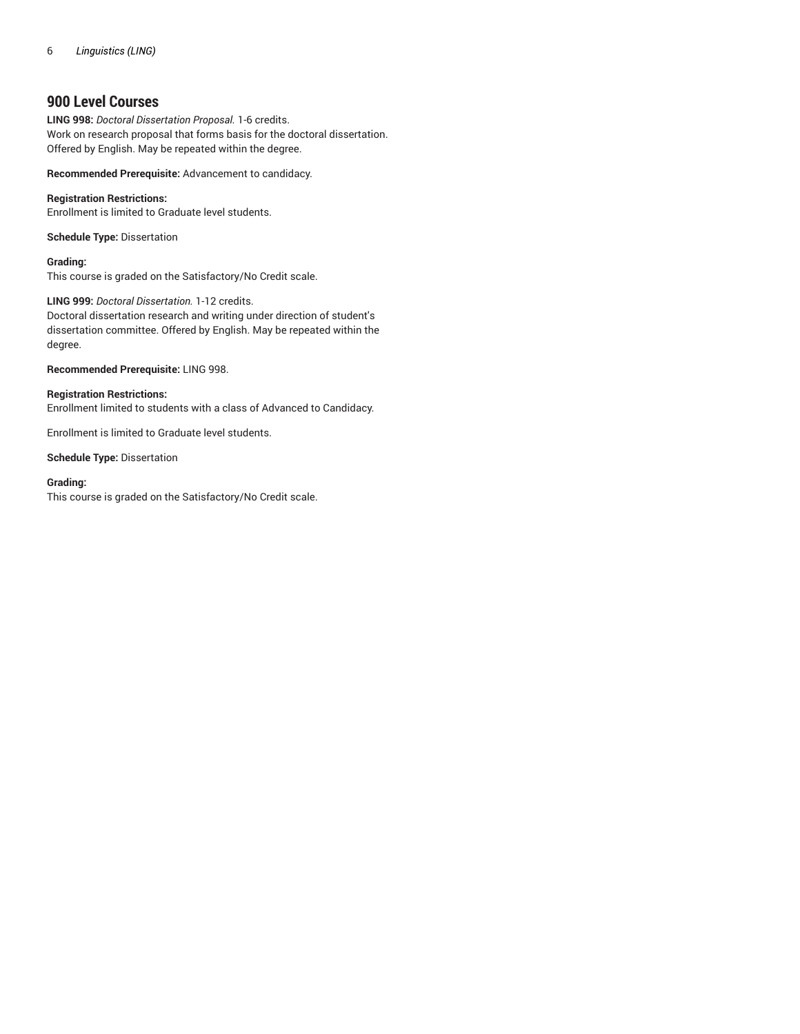## 900 Level Courses

**LING 998:** *Doctoral Dissertation Proposal.* 1-6 credits.
Work on research proposal that forms basis for the doctoral dissertation. Offered by English. May be repeated within the degree.

**Recommended Prerequisite:** Advancement to candidacy.

**Registration Restrictions:**
Enrollment is limited to Graduate level students.

**Schedule Type:** Dissertation

**Grading:**
This course is graded on the Satisfactory/No Credit scale.

**LING 999:** *Doctoral Dissertation.* 1-12 credits.
Doctoral dissertation research and writing under direction of student's dissertation committee. Offered by English. May be repeated within the degree.

**Recommended Prerequisite:** LING 998.

**Registration Restrictions:**
Enrollment limited to students with a class of Advanced to Candidacy.

Enrollment is limited to Graduate level students.

**Schedule Type:** Dissertation

**Grading:**
This course is graded on the Satisfactory/No Credit scale.